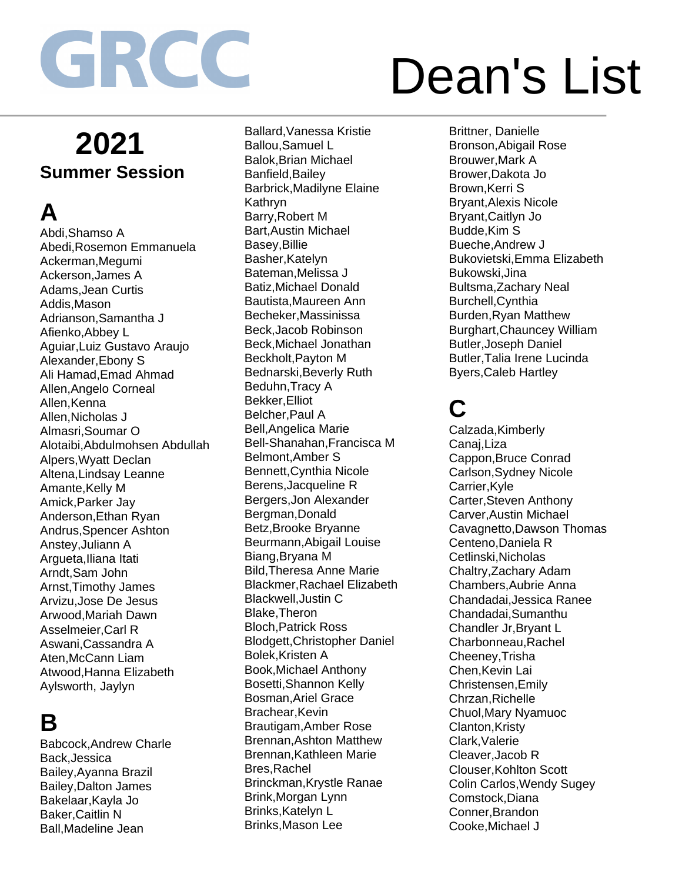# GRCC Dean's List

## 2021
## Summer Session

## A

Abdi,Shamso A
Abedi,Rosemon Emmanuela
Ackerman,Megumi
Ackerson,James A
Adams,Jean Curtis
Addis,Mason
Adrianson,Samantha J
Afienko,Abbey L
Aguiar,Luiz Gustavo Araujo
Alexander,Ebony S
Ali Hamad,Emad Ahmad
Allen,Angelo Corneal
Allen,Kenna
Allen,Nicholas J
Almasri,Soumar O
Alotaibi,Abdulmohsen Abdullah
Alpers,Wyatt Declan
Altena,Lindsay Leanne
Amante,Kelly M
Amick,Parker Jay
Anderson,Ethan Ryan
Andrus,Spencer Ashton
Anstey,Juliann A
Argueta,Iliana Itati
Arndt,Sam John
Arnst,Timothy James
Arvizu,Jose De Jesus
Arwood,Mariah Dawn
Asselmeier,Carl R
Aswani,Cassandra A
Aten,McCann Liam
Atwood,Hanna Elizabeth
Aylsworth, Jaylyn

## B

Babcock,Andrew Charle
Back,Jessica
Bailey,Ayanna Brazil
Bailey,Dalton James
Bakelaar,Kayla Jo
Baker,Caitlin N
Ball,Madeline Jean
Ballard,Vanessa Kristie
Ballou,Samuel L
Balok,Brian Michael
Banfield,Bailey
Barbrick,Madilyne Elaine Kathryn
Barry,Robert M
Bart,Austin Michael
Basey,Billie
Basher,Katelyn
Bateman,Melissa J
Batiz,Michael Donald
Bautista,Maureen Ann
Becheker,Massinissa
Beck,Jacob Robinson
Beck,Michael Jonathan
Beckholt,Payton M
Bednarski,Beverly Ruth
Beduhn,Tracy A
Bekker,Elliot
Belcher,Paul A
Bell,Angelica Marie
Bell-Shanahan,Francisca M
Belmont,Amber S
Bennett,Cynthia Nicole
Berens,Jacqueline R
Bergers,Jon Alexander
Bergman,Donald
Betz,Brooke Bryanne
Beurmann,Abigail Louise
Biang,Bryana M
Bild,Theresa Anne Marie
Blackmer,Rachael Elizabeth
Blackwell,Justin C
Blake,Theron
Bloch,Patrick Ross
Blodgett,Christopher Daniel
Bolek,Kristen A
Book,Michael Anthony
Bosetti,Shannon Kelly
Bosman,Ariel Grace
Brachear,Kevin
Brautigam,Amber Rose
Brennan,Ashton Matthew
Brennan,Kathleen Marie
Bres,Rachel
Brinckman,Krystle Ranae
Brink,Morgan Lynn
Brinks,Katelyn L
Brinks,Mason Lee
Brittner, Danielle
Bronson,Abigail Rose
Brouwer,Mark A
Brower,Dakota Jo
Brown,Kerri S
Bryant,Alexis Nicole
Bryant,Caitlyn Jo
Budde,Kim S
Bueche,Andrew J
Bukovietski,Emma Elizabeth
Bukowski,Jina
Bultsma,Zachary Neal
Burchell,Cynthia
Burden,Ryan Matthew
Burghart,Chauncey William
Butler,Joseph Daniel
Butler,Talia Irene Lucinda
Byers,Caleb Hartley

## C

Calzada,Kimberly
Canaj,Liza
Cappon,Bruce Conrad
Carlson,Sydney Nicole
Carrier,Kyle
Carter,Steven Anthony
Carver,Austin Michael
Cavagnetto,Dawson Thomas
Centeno,Daniela R
Cetlinski,Nicholas
Chaltry,Zachary Adam
Chambers,Aubrie Anna
Chandadai,Jessica Ranee
Chandadai,Sumanthu
Chandler Jr,Bryant L
Charbonneau,Rachel
Cheeney,Trisha
Chen,Kevin Lai
Christensen,Emily
Chrzan,Richelle
Chuol,Mary Nyamuoc
Clanton,Kristy
Clark,Valerie
Cleaver,Jacob R
Clouser,Kohlton Scott
Colin Carlos,Wendy Sugey
Comstock,Diana
Conner,Brandon
Cooke,Michael J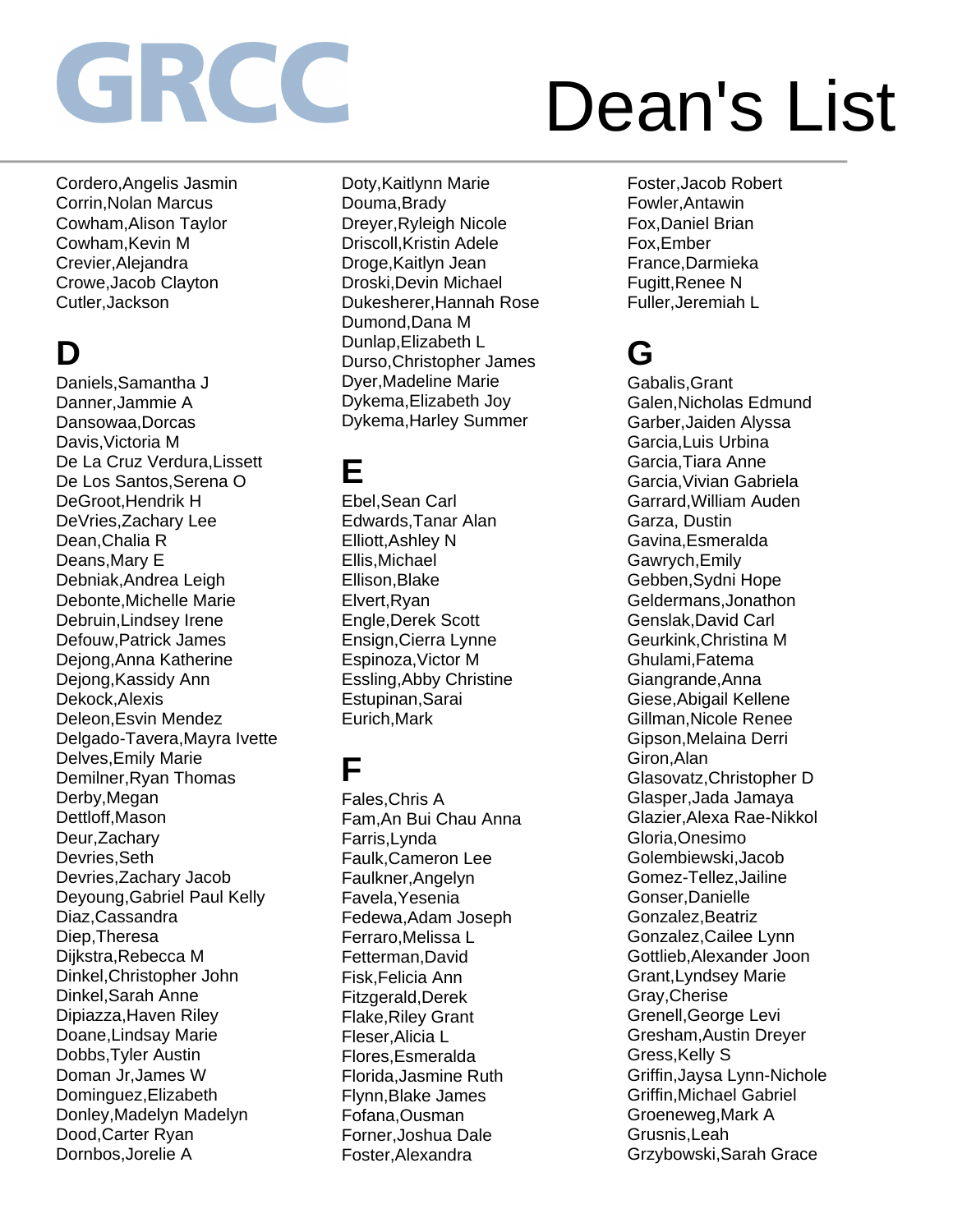# GRCC Dean's List

Cordero,Angelis Jasmin
Corrin,Nolan Marcus
Cowham,Alison Taylor
Cowham,Kevin M
Crevier,Alejandra
Crowe,Jacob Clayton
Cutler,Jackson

## D

Daniels,Samantha J
Danner,Jammie A
Dansowaa,Dorcas
Davis,Victoria M
De La Cruz Verdura,Lissett
De Los Santos,Serena O
DeGroot,Hendrik H
DeVries,Zachary Lee
Dean,Chalia R
Deans,Mary E
Debniak,Andrea Leigh
Debonte,Michelle Marie
Debruin,Lindsey Irene
Defouw,Patrick James
Dejong,Anna Katherine
Dejong,Kassidy Ann
Dekock,Alexis
Deleon,Esvin Mendez
Delgado-Tavera,Mayra Ivette
Delves,Emily Marie
Demilner,Ryan Thomas
Derby,Megan
Dettloff,Mason
Deur,Zachary
Devries,Seth
Devries,Zachary Jacob
Deyoung,Gabriel Paul Kelly
Diaz,Cassandra
Diep,Theresa
Dijkstra,Rebecca M
Dinkel,Christopher John
Dinkel,Sarah Anne
Dipiazza,Haven Riley
Doane,Lindsay Marie
Dobbs,Tyler Austin
Doman Jr,James W
Dominguez,Elizabeth
Donley,Madelyn Madelyn
Dood,Carter Ryan
Dornbos,Jorelie A
Doty,Kaitlynn Marie
Douma,Brady
Dreyer,Ryleigh Nicole
Driscoll,Kristin Adele
Droge,Kaitlyn Jean
Droski,Devin Michael
Dukesherer,Hannah Rose
Dumond,Dana M
Dunlap,Elizabeth L
Durso,Christopher James
Dyer,Madeline Marie
Dykema,Elizabeth Joy
Dykema,Harley Summer

## E

Ebel,Sean Carl
Edwards,Tanar Alan
Elliott,Ashley N
Ellis,Michael
Ellison,Blake
Elvert,Ryan
Engle,Derek Scott
Ensign,Cierra Lynne
Espinoza,Victor M
Essling,Abby Christine
Estupinan,Sarai
Eurich,Mark

## F

Fales,Chris A
Fam,An Bui Chau Anna
Farris,Lynda
Faulk,Cameron Lee
Faulkner,Angelyn
Favela,Yesenia
Fedewa,Adam Joseph
Ferraro,Melissa L
Fetterman,David
Fisk,Felicia Ann
Fitzgerald,Derek
Flake,Riley Grant
Fleser,Alicia L
Flores,Esmeralda
Florida,Jasmine Ruth
Flynn,Blake James
Fofana,Ousman
Forner,Joshua Dale
Foster,Alexandra
Foster,Jacob Robert
Fowler,Antawin
Fox,Daniel Brian
Fox,Ember
France,Darmieka
Fugitt,Renee N
Fuller,Jeremiah L

## G

Gabalis,Grant
Galen,Nicholas Edmund
Garber,Jaiden Alyssa
Garcia,Luis Urbina
Garcia,Tiara Anne
Garcia,Vivian Gabriela
Garrard,William Auden
Garza, Dustin
Gavina,Esmeralda
Gawrych,Emily
Gebben,Sydni Hope
Geldermans,Jonathon
Genslak,David Carl
Geurkink,Christina M
Ghulami,Fatema
Giangrande,Anna
Giese,Abigail Kellene
Gillman,Nicole Renee
Gipson,Melaina Derri
Giron,Alan
Glasovatz,Christopher D
Glasper,Jada Jamaya
Glazier,Alexa Rae-Nikkol
Gloria,Onesimo
Golembiewski,Jacob
Gomez-Tellez,Jailine
Gonser,Danielle
Gonzalez,Beatriz
Gonzalez,Cailee Lynn
Gottlieb,Alexander Joon
Grant,Lyndsey Marie
Gray,Cherise
Grenell,George Levi
Gresham,Austin Dreyer
Gress,Kelly S
Griffin,Jaysa Lynn-Nichole
Griffin,Michael Gabriel
Groeneweg,Mark A
Grusnis,Leah
Grzybowski,Sarah Grace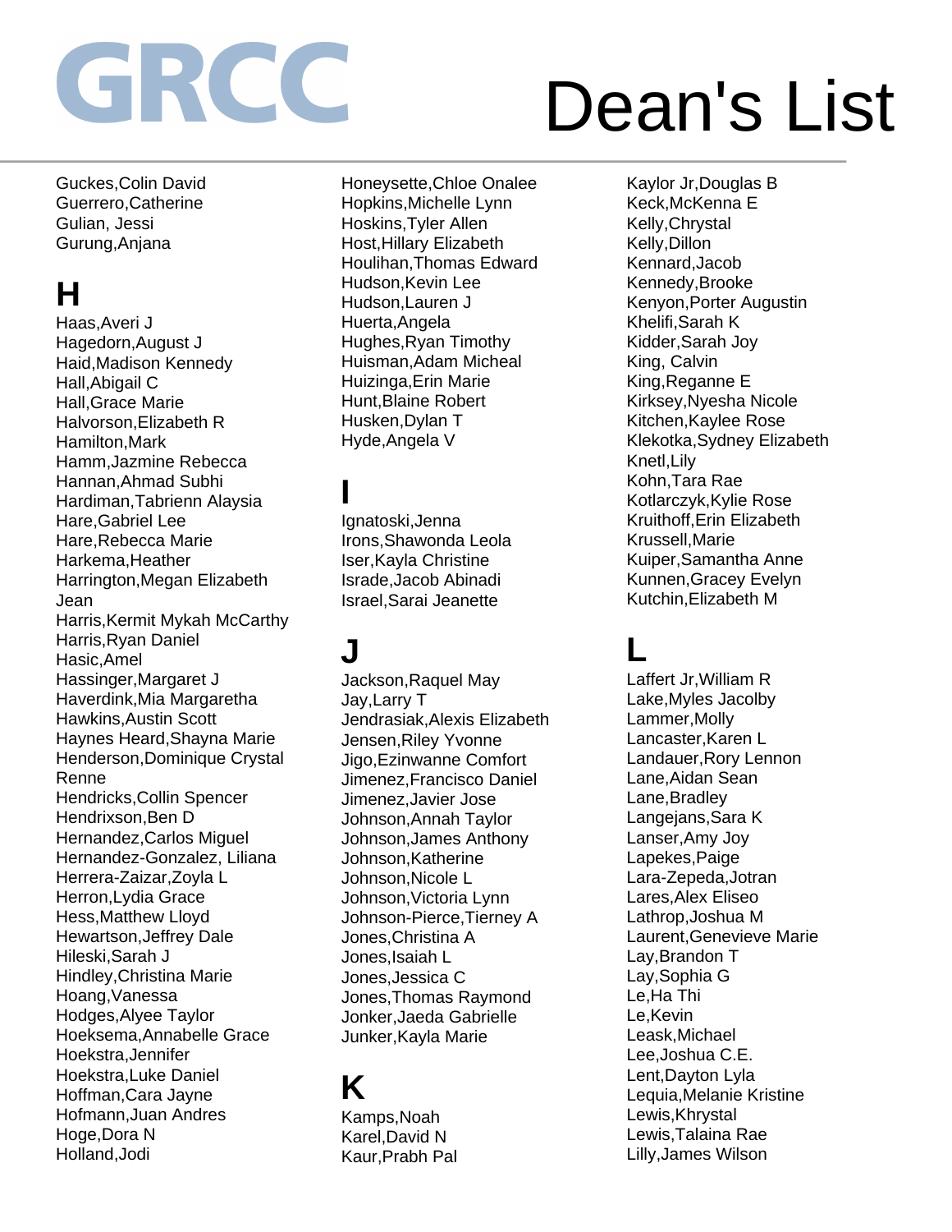# GRCC Dean's List

Guckes,Colin David
Guerrero,Catherine
Gulian, Jessi
Gurung,Anjana

## H

Haas,Averi J
Hagedorn,August J
Haid,Madison Kennedy
Hall,Abigail C
Hall,Grace Marie
Halvorson,Elizabeth R
Hamilton,Mark
Hamm,Jazmine Rebecca
Hannan,Ahmad Subhi
Hardiman,Tabrienn Alaysia
Hare,Gabriel Lee
Hare,Rebecca Marie
Harkema,Heather
Harrington,Megan Elizabeth Jean
Harris,Kermit Mykah McCarthy
Harris,Ryan Daniel
Hasic,Amel
Hassinger,Margaret J
Haverdink,Mia Margaretha
Hawkins,Austin Scott
Haynes Heard,Shayna Marie
Henderson,Dominique Crystal Renne
Hendricks,Collin Spencer
Hendrixson,Ben D
Hernandez,Carlos Miguel
Hernandez-Gonzalez, Liliana
Herrera-Zaizar,Zoyla L
Herron,Lydia Grace
Hess,Matthew Lloyd
Hewartson,Jeffrey Dale
Hileski,Sarah J
Hindley,Christina Marie
Hoang,Vanessa
Hodges,Alyee Taylor
Hoeksema,Annabelle Grace
Hoekstra,Jennifer
Hoekstra,Luke Daniel
Hoffman,Cara Jayne
Hofmann,Juan Andres
Hoge,Dora N
Holland,Jodi
Honeysette,Chloe Onalee
Hopkins,Michelle Lynn
Hoskins,Tyler Allen
Host,Hillary Elizabeth
Houlihan,Thomas Edward
Hudson,Kevin Lee
Hudson,Lauren J
Huerta,Angela
Hughes,Ryan Timothy
Huisman,Adam Micheal
Huizinga,Erin Marie
Hunt,Blaine Robert
Husken,Dylan T
Hyde,Angela V

## I

Ignatoski,Jenna
Irons,Shawonda Leola
Iser,Kayla Christine
Israde,Jacob Abinadi
Israel,Sarai Jeanette

## J

Jackson,Raquel May
Jay,Larry T
Jendrasiak,Alexis Elizabeth
Jensen,Riley Yvonne
Jigo,Ezinwanne Comfort
Jimenez,Francisco Daniel
Jimenez,Javier Jose
Johnson,Annah Taylor
Johnson,James Anthony
Johnson,Katherine
Johnson,Nicole L
Johnson,Victoria Lynn
Johnson-Pierce,Tierney A
Jones,Christina A
Jones,Isaiah L
Jones,Jessica C
Jones,Thomas Raymond
Jonker,Jaeda Gabrielle
Junker,Kayla Marie

## K

Kamps,Noah
Karel,David N
Kaur,Prabh Pal
Kaylor Jr,Douglas B
Keck,McKenna E
Kelly,Chrystal
Kelly,Dillon
Kennard,Jacob
Kennedy,Brooke
Kenyon,Porter Augustin
Khelifi,Sarah K
Kidder,Sarah Joy
King, Calvin
King,Reganne E
Kirksey,Nyesha Nicole
Kitchen,Kaylee Rose
Klekotka,Sydney Elizabeth
Knetl,Lily
Kohn,Tara Rae
Kotlarczyk,Kylie Rose
Kruithoff,Erin Elizabeth
Krussell,Marie
Kuiper,Samantha Anne
Kunnen,Gracey Evelyn
Kutchin,Elizabeth M

## L

Laffert Jr,William R
Lake,Myles Jacolby
Lammer,Molly
Lancaster,Karen L
Landauer,Rory Lennon
Lane,Aidan Sean
Lane,Bradley
Langejans,Sara K
Lanser,Amy Joy
Lapekes,Paige
Lara-Zepeda,Jotran
Lares,Alex Eliseo
Lathrop,Joshua M
Laurent,Genevieve Marie
Lay,Brandon T
Lay,Sophia G
Le,Ha Thi
Le,Kevin
Leask,Michael
Lee,Joshua C.E.
Lent,Dayton Lyla
Lequia,Melanie Kristine
Lewis,Khrystal
Lewis,Talaina Rae
Lilly,James Wilson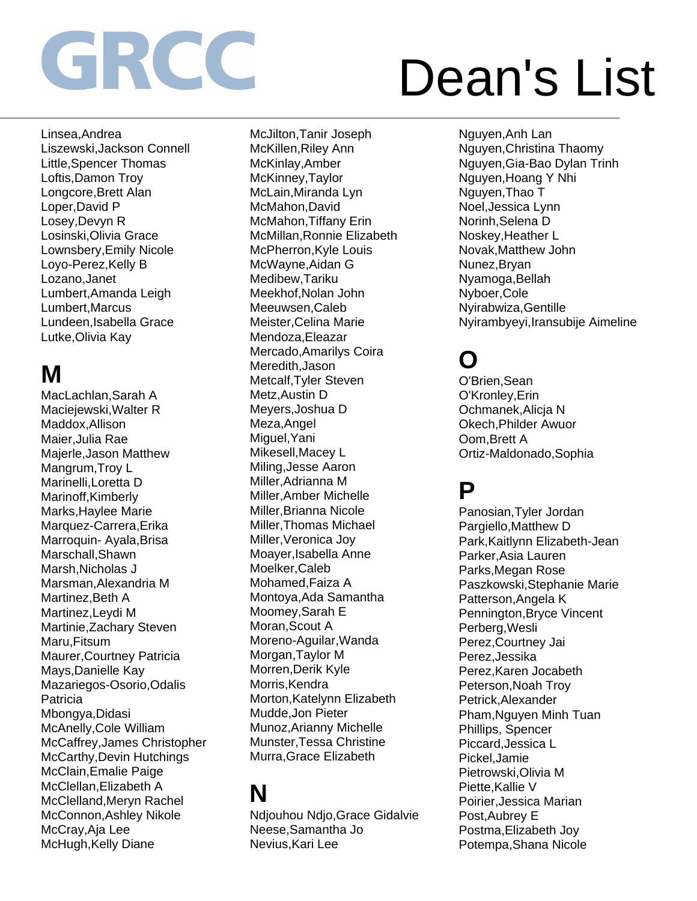# GRCC Dean's List

Linsea,Andrea
Liszewski,Jackson Connell
Little,Spencer Thomas
Loftis,Damon Troy
Longcore,Brett Alan
Loper,David P
Losey,Devyn R
Losinski,Olivia Grace
Lownsbery,Emily Nicole
Loyo-Perez,Kelly B
Lozano,Janet
Lumbert,Amanda Leigh
Lumbert,Marcus
Lundeen,Isabella Grace
Lutke,Olivia Kay

## M

MacLachlan,Sarah A
Maciejewski,Walter R
Maddox,Allison
Maier,Julia Rae
Majerle,Jason Matthew
Mangrum,Troy L
Marinelli,Loretta D
Marinoff,Kimberly
Marks,Haylee Marie
Marquez-Carrera,Erika
Marroquin- Ayala,Brisa
Marschall,Shawn
Marsh,Nicholas J
Marsman,Alexandria M
Martinez,Beth A
Martinez,Leydi M
Martinie,Zachary Steven
Maru,Fitsum
Maurer,Courtney Patricia
Mays,Danielle Kay
Mazariegos-Osorio,Odalis Patricia
Mbongya,Didasi
McAnelly,Cole William
McCaffrey,James Christopher
McCarthy,Devin Hutchings
McClain,Emalie Paige
McClellan,Elizabeth A
McClelland,Meryn Rachel
McConnon,Ashley Nikole
McCray,Aja Lee
McHugh,Kelly Diane
McJilton,Tanir Joseph
McKillen,Riley Ann
McKinlay,Amber
McKinney,Taylor
McLain,Miranda Lyn
McMahon,David
McMahon,Tiffany Erin
McMillan,Ronnie Elizabeth
McPherron,Kyle Louis
McWayne,Aidan G
Medibew,Tariku
Meekhof,Nolan John
Meeuwsen,Caleb
Meister,Celina Marie
Mendoza,Eleazar
Mercado,Amarilys Coira
Meredith,Jason
Metcalf,Tyler Steven
Metz,Austin D
Meyers,Joshua D
Meza,Angel
Miguel,Yani
Mikesell,Macey L
Miling,Jesse Aaron
Miller,Adrianna M
Miller,Amber Michelle
Miller,Brianna Nicole
Miller,Thomas Michael
Miller,Veronica Joy
Moayer,Isabella Anne
Moelker,Caleb
Mohamed,Faiza A
Montoya,Ada Samantha
Moomey,Sarah E
Moran,Scout A
Moreno-Aguilar,Wanda
Morgan,Taylor M
Morren,Derik Kyle
Morris,Kendra
Morton,Katelynn Elizabeth
Mudde,Jon Pieter
Munoz,Arianny Michelle
Munster,Tessa Christine
Murra,Grace Elizabeth

## N

Ndjouhou Ndjo,Grace Gidalvie
Neese,Samantha Jo
Nevius,Kari Lee
Nguyen,Anh Lan
Nguyen,Christina Thaomy
Nguyen,Gia-Bao Dylan Trinh
Nguyen,Hoang Y Nhi
Nguyen,Thao T
Noel,Jessica Lynn
Norinh,Selena D
Noskey,Heather L
Novak,Matthew John
Nunez,Bryan
Nyamoga,Bellah
Nyboer,Cole
Nyirabwiza,Gentille
Nyirambyeyi,Iransubije Aimeline

## O

O'Brien,Sean
O'Kronley,Erin
Ochmanek,Alicja N
Okech,Philder Awuor
Oom,Brett A
Ortiz-Maldonado,Sophia

## P

Panosian,Tyler Jordan
Pargiello,Matthew D
Park,Kaitlynn Elizabeth-Jean
Parker,Asia Lauren
Parks,Megan Rose
Paszkowski,Stephanie Marie
Patterson,Angela K
Pennington,Bryce Vincent
Perberg,Wesli
Perez,Courtney Jai
Perez,Jessika
Perez,Karen Jocabeth
Peterson,Noah Troy
Petrick,Alexander
Pham,Nguyen Minh Tuan
Phillips, Spencer
Piccard,Jessica L
Pickel,Jamie
Pietrowski,Olivia M
Piette,Kallie V
Poirier,Jessica Marian
Post,Aubrey E
Postma,Elizabeth Joy
Potempa,Shana Nicole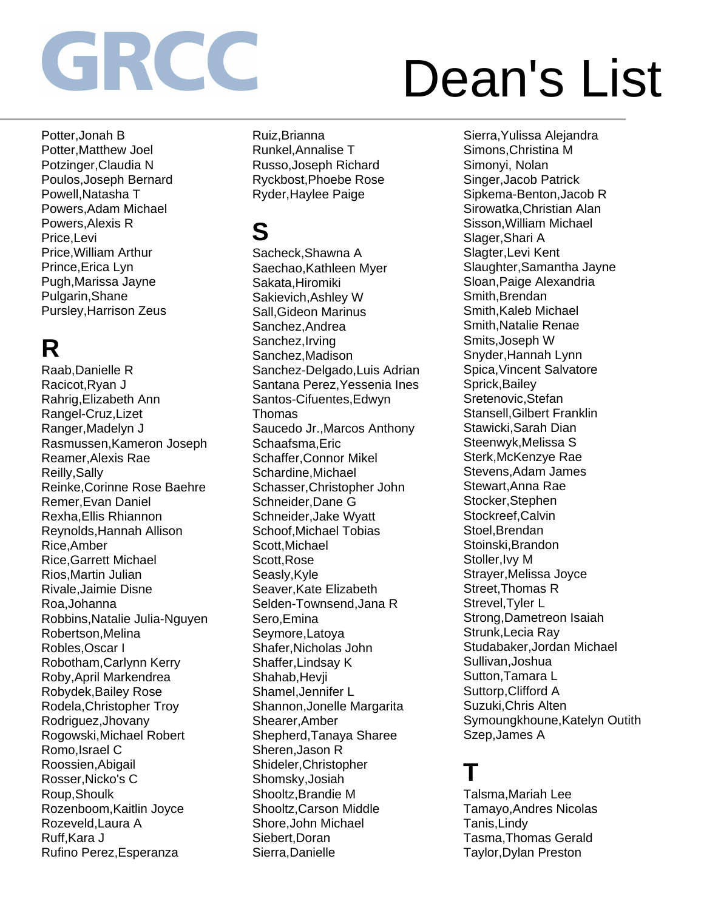# GRCC Dean's List

Potter,Jonah B
Potter,Matthew Joel
Potzinger,Claudia N
Poulos,Joseph Bernard
Powell,Natasha T
Powers,Adam Michael
Powers,Alexis R
Price,Levi
Price,William Arthur
Prince,Erica Lyn
Pugh,Marissa Jayne
Pulgarin,Shane
Pursley,Harrison Zeus

## R

Raab,Danielle R
Racicot,Ryan J
Rahrig,Elizabeth Ann
Rangel-Cruz,Lizet
Ranger,Madelyn J
Rasmussen,Kameron Joseph
Reamer,Alexis Rae
Reilly,Sally
Reinke,Corinne Rose Baehre
Remer,Evan Daniel
Rexha,Ellis Rhiannon
Reynolds,Hannah Allison
Rice,Amber
Rice,Garrett Michael
Rios,Martin Julian
Rivale,Jaimie Disne
Roa,Johanna
Robbins,Natalie Julia-Nguyen
Robertson,Melina
Robles,Oscar I
Robotham,Carlynn Kerry
Roby,April Markendrea
Robydek,Bailey Rose
Rodela,Christopher Troy
Rodriguez,Jhovany
Rogowski,Michael Robert
Romo,Israel C
Roossien,Abigail
Rosser,Nicko's C
Roup,Shoulk
Rozenboom,Kaitlin Joyce
Rozeveld,Laura A
Ruff,Kara J
Rufino Perez,Esperanza
Ruiz,Brianna
Runkel,Annalise T
Russo,Joseph Richard
Ryckbost,Phoebe Rose
Ryder,Haylee Paige

## S

Sacheck,Shawna A
Saechao,Kathleen Myer
Sakata,Hiromiki
Sakievich,Ashley W
Sall,Gideon Marinus
Sanchez,Andrea
Sanchez,Irving
Sanchez,Madison
Sanchez-Delgado,Luis Adrian
Santana Perez,Yessenia Ines
Santos-Cifuentes,Edwyn Thomas
Saucedo Jr.,Marcos Anthony
Schaafsma,Eric
Schaffer,Connor Mikel
Schardine,Michael
Schasser,Christopher John
Schneider,Dane G
Schneider,Jake Wyatt
Schoof,Michael Tobias
Scott,Michael
Scott,Rose
Seasly,Kyle
Seaver,Kate Elizabeth
Selden-Townsend,Jana R
Sero,Emina
Seymore,Latoya
Shafer,Nicholas John
Shaffer,Lindsay K
Shahab,Hevji
Shamel,Jennifer L
Shannon,Jonelle Margarita
Shearer,Amber
Shepherd,Tanaya Sharee
Sheren,Jason R
Shideler,Christopher
Shomsky,Josiah
Shooltz,Brandie M
Shooltz,Carson Middle
Shore,John Michael
Siebert,Doran
Sierra,Danielle
Sierra,Yulissa Alejandra
Simons,Christina M
Simonyi, Nolan
Singer,Jacob Patrick
Sipkema-Benton,Jacob R
Sirowatka,Christian Alan
Sisson,William Michael
Slager,Shari A
Slagter,Levi Kent
Slaughter,Samantha Jayne
Sloan,Paige Alexandria
Smith,Brendan
Smith,Kaleb Michael
Smith,Natalie Renae
Smits,Joseph W
Snyder,Hannah Lynn
Spica,Vincent Salvatore
Sprick,Bailey
Sretenovic,Stefan
Stansell,Gilbert Franklin
Stawicki,Sarah Dian
Steenwyk,Melissa S
Sterk,McKenzye Rae
Stevens,Adam James
Stewart,Anna Rae
Stocker,Stephen
Stockreef,Calvin
Stoel,Brendan
Stoinski,Brandon
Stoller,Ivy M
Strayer,Melissa Joyce
Street,Thomas R
Strevel,Tyler L
Strong,Dametreon Isaiah
Strunk,Lecia Ray
Studabaker,Jordan Michael
Sullivan,Joshua
Sutton,Tamara L
Suttorp,Clifford A
Suzuki,Chris Alten
Symoungkhoune,Katelyn Outith
Szep,James A

## T

Talsma,Mariah Lee
Tamayo,Andres Nicolas
Tanis,Lindy
Tasma,Thomas Gerald
Taylor,Dylan Preston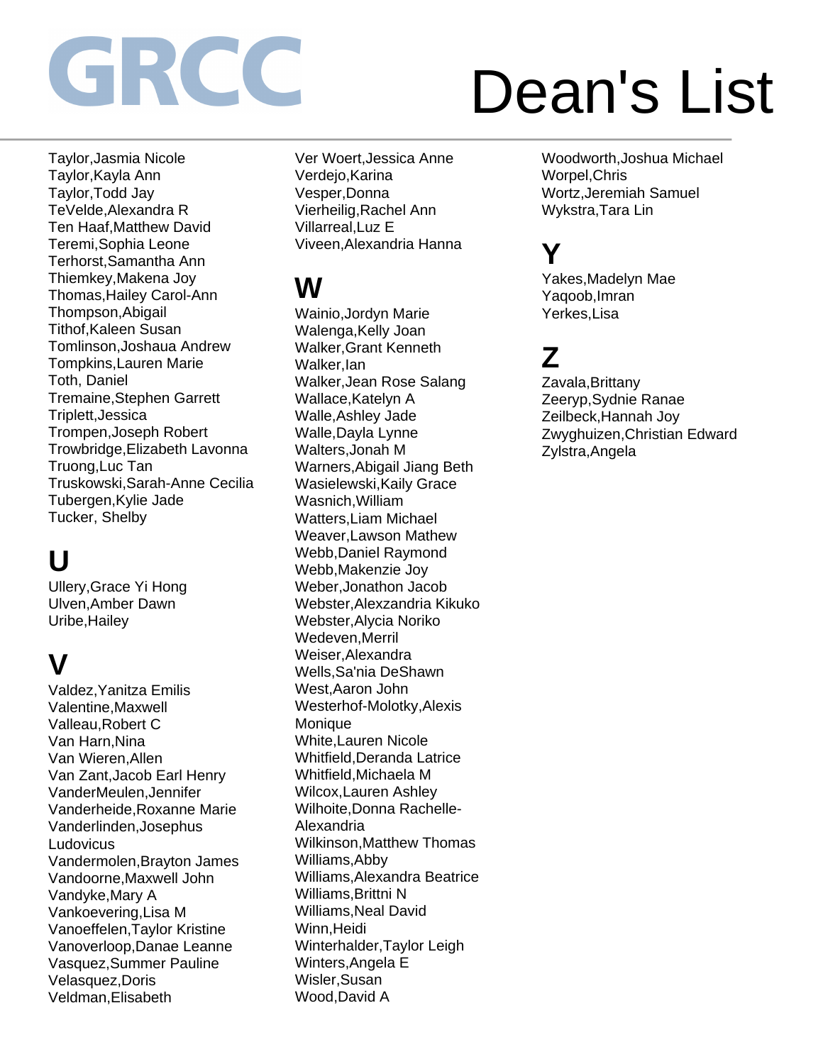GRCC

# Dean's List

Taylor,Jasmia Nicole
Taylor,Kayla Ann
Taylor,Todd Jay
TeVelde,Alexandra R
Ten Haaf,Matthew David
Teremi,Sophia Leone
Terhorst,Samantha Ann
Thiemkey,Makena Joy
Thomas,Hailey Carol-Ann
Thompson,Abigail
Tithof,Kaleen Susan
Tomlinson,Joshaua Andrew
Tompkins,Lauren Marie
Toth, Daniel
Tremaine,Stephen Garrett
Triplett,Jessica
Trompen,Joseph Robert
Trowbridge,Elizabeth Lavonna
Truong,Luc Tan
Truskowski,Sarah-Anne Cecilia
Tubergen,Kylie Jade
Tucker, Shelby

## U

Ullery,Grace Yi Hong
Ulven,Amber Dawn
Uribe,Hailey

## V

Valdez,Yanitza Emilis
Valentine,Maxwell
Valleau,Robert C
Van Harn,Nina
Van Wieren,Allen
Van Zant,Jacob Earl Henry
VanderMeulen,Jennifer
Vanderheide,Roxanne Marie
Vanderlinden,Josephus Ludovicus
Vandermolen,Brayton James
Vandoorne,Maxwell John
Vandyke,Mary A
Vankoevering,Lisa M
Vanoeffelen,Taylor Kristine
Vanoverloop,Danae Leanne
Vasquez,Summer Pauline
Velasquez,Doris
Veldman,Elisabeth
Ver Woert,Jessica Anne
Verdejo,Karina
Vesper,Donna
Vierheilig,Rachel Ann
Villarreal,Luz E
Viveen,Alexandria Hanna

## W

Wainio,Jordyn Marie
Walenga,Kelly Joan
Walker,Grant Kenneth
Walker,Ian
Walker,Jean Rose Salang
Wallace,Katelyn A
Walle,Ashley Jade
Walle,Dayla Lynne
Walters,Jonah M
Warners,Abigail Jiang Beth
Wasielewski,Kaily Grace
Wasnich,William
Watters,Liam Michael
Weaver,Lawson Mathew
Webb,Daniel Raymond
Webb,Makenzie Joy
Weber,Jonathon Jacob
Webster,Alexzandria Kikuko
Webster,Alycia Noriko
Wedeven,Merril
Weiser,Alexandra
Wells,Sa'nia DeShawn
West,Aaron John
Westerhof-Molotky,Alexis Monique
White,Lauren Nicole
Whitfield,Deranda Latrice
Whitfield,Michaela M
Wilcox,Lauren Ashley
Wilhoite,Donna Rachelle-Alexandria
Wilkinson,Matthew Thomas
Williams,Abby
Williams,Alexandra Beatrice
Williams,Brittni N
Williams,Neal David
Winn,Heidi
Winterhalder,Taylor Leigh
Winters,Angela E
Wisler,Susan
Wood,David A
Woodworth,Joshua Michael
Worpel,Chris
Wortz,Jeremiah Samuel
Wykstra,Tara Lin

## Y

Yakes,Madelyn Mae
Yaqoob,Imran
Yerkes,Lisa

## Z

Zavala,Brittany
Zeeryp,Sydnie Ranae
Zeilbeck,Hannah Joy
Zwyghuizen,Christian Edward
Zylstra,Angela